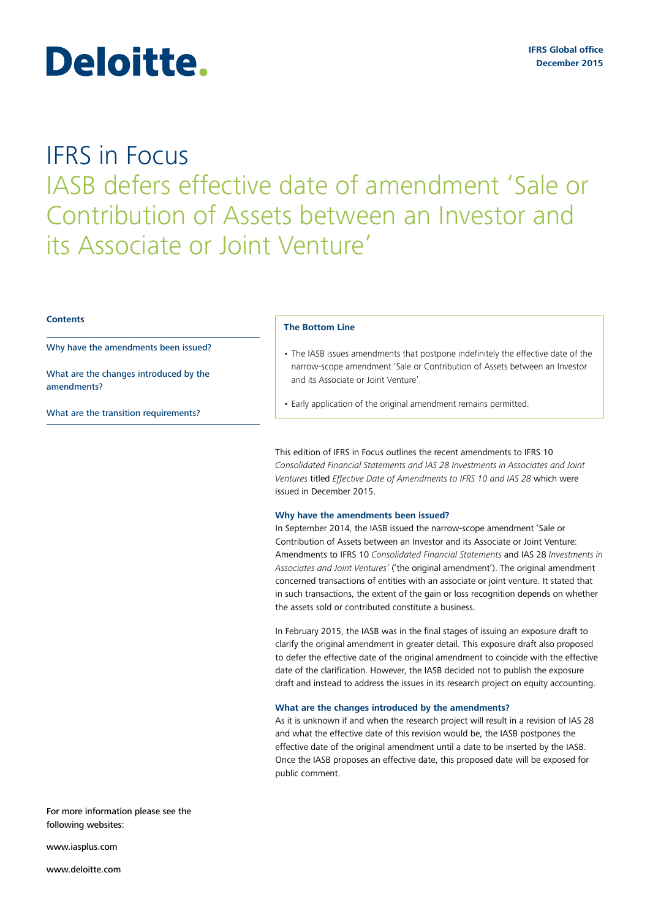Deloitte.

IFRS Global office
December 2015

# IFRS in Focus
## IASB defers effective date of amendment 'Sale or Contribution of Assets between an Investor and its Associate or Joint Venture'

**Contents**

Why have the amendments been issued?

What are the changes introduced by the amendments?

What are the transition requirements?

**The Bottom Line**

- The IASB issues amendments that postpone indefinitely the effective date of the narrow-scope amendment 'Sale or Contribution of Assets between an Investor and its Associate or Joint Venture'.
- Early application of the original amendment remains permitted.

This edition of IFRS in Focus outlines the recent amendments to IFRS 10 *Consolidated Financial Statements and IAS 28 Investments in Associates and Joint Ventures* titled *Effective Date of Amendments to IFRS 10 and IAS 28* which were issued in December 2015.

### Why have the amendments been issued?

In September 2014, the IASB issued the narrow-scope amendment 'Sale or Contribution of Assets between an Investor and its Associate or Joint Venture: Amendments to IFRS 10 *Consolidated Financial Statements* and IAS 28 *Investments in Associates and Joint Ventures'* ('the original amendment'). The original amendment concerned transactions of entities with an associate or joint venture. It stated that in such transactions, the extent of the gain or loss recognition depends on whether the assets sold or contributed constitute a business.

In February 2015, the IASB was in the final stages of issuing an exposure draft to clarify the original amendment in greater detail. This exposure draft also proposed to defer the effective date of the original amendment to coincide with the effective date of the clarification. However, the IASB decided not to publish the exposure draft and instead to address the issues in its research project on equity accounting.

### What are the changes introduced by the amendments?

As it is unknown if and when the research project will result in a revision of IAS 28 and what the effective date of this revision would be, the IASB postpones the effective date of the original amendment until a date to be inserted by the IASB. Once the IASB proposes an effective date, this proposed date will be exposed for public comment.

For more information please see the following websites:

www.iasplus.com

www.deloitte.com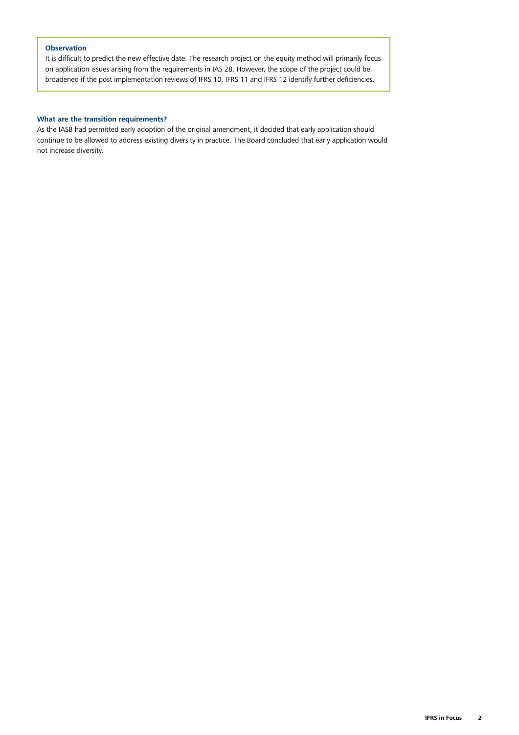**Observation**

It is difficult to predict the new effective date. The research project on the equity method will primarily focus on application issues arising from the requirements in IAS 28. However, the scope of the project could be broadened if the post implementation reviews of IFRS 10, IFRS 11 and IFRS 12 identify further deficiencies.

### What are the transition requirements?

As the IASB had permitted early adoption of the original amendment, it decided that early application should continue to be allowed to address existing diversity in practice. The Board concluded that early application would not increase diversity.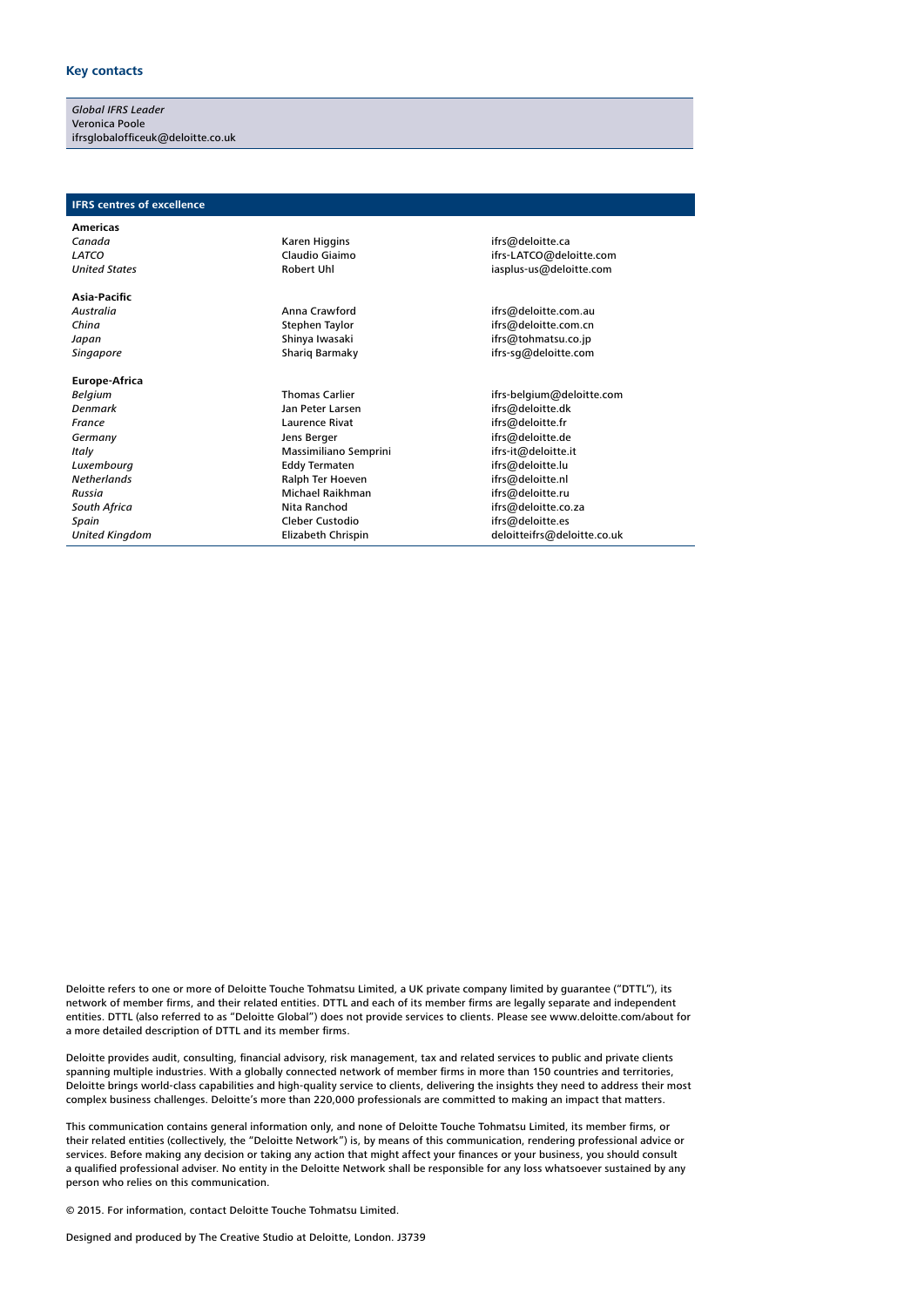## Key contacts

*Global IFRS Leader*
Veronica Poole
ifrsglobalofficeuk@deloitte.co.uk

### IFRS centres of excellence

| | | |
|---|---|---|
| **Americas** | | |
| *Canada* | Karen Higgins | ifrs@deloitte.ca |
| *LATCO* | Claudio Giaimo | ifrs-LATCO@deloitte.com |
| *United States* | Robert Uhl | iasplus-us@deloitte.com |
| **Asia-Pacific** | | |
| *Australia* | Anna Crawford | ifrs@deloitte.com.au |
| *China* | Stephen Taylor | ifrs@deloitte.com.cn |
| *Japan* | Shinya Iwasaki | ifrs@tohmatsu.co.jp |
| *Singapore* | Shariq Barmaky | ifrs-sg@deloitte.com |
| **Europe-Africa** | | |
| *Belgium* | Thomas Carlier | ifrs-belgium@deloitte.com |
| *Denmark* | Jan Peter Larsen | ifrs@deloitte.dk |
| *France* | Laurence Rivat | ifrs@deloitte.fr |
| *Germany* | Jens Berger | ifrs@deloitte.de |
| *Italy* | Massimiliano Semprini | ifrs-it@deloitte.it |
| *Luxembourg* | Eddy Termaten | ifrs@deloitte.lu |
| *Netherlands* | Ralph Ter Hoeven | ifrs@deloitte.nl |
| *Russia* | Michael Raikhman | ifrs@deloitte.ru |
| *South Africa* | Nita Ranchod | ifrs@deloitte.co.za |
| *Spain* | Cleber Custodio | ifrs@deloitte.es |
| *United Kingdom* | Elizabeth Chrispin | deloitteifrs@deloitte.co.uk |

Deloitte refers to one or more of Deloitte Touche Tohmatsu Limited, a UK private company limited by guarantee ("DTTL"), its network of member firms, and their related entities. DTTL and each of its member firms are legally separate and independent entities. DTTL (also referred to as "Deloitte Global") does not provide services to clients. Please see www.deloitte.com/about for a more detailed description of DTTL and its member firms.

Deloitte provides audit, consulting, financial advisory, risk management, tax and related services to public and private clients spanning multiple industries. With a globally connected network of member firms in more than 150 countries and territories, Deloitte brings world-class capabilities and high-quality service to clients, delivering the insights they need to address their most complex business challenges. Deloitte's more than 220,000 professionals are committed to making an impact that matters.

This communication contains general information only, and none of Deloitte Touche Tohmatsu Limited, its member firms, or their related entities (collectively, the "Deloitte Network") is, by means of this communication, rendering professional advice or services. Before making any decision or taking any action that might affect your finances or your business, you should consult a qualified professional adviser. No entity in the Deloitte Network shall be responsible for any loss whatsoever sustained by any person who relies on this communication.

© 2015. For information, contact Deloitte Touche Tohmatsu Limited.

Designed and produced by The Creative Studio at Deloitte, London. J3739